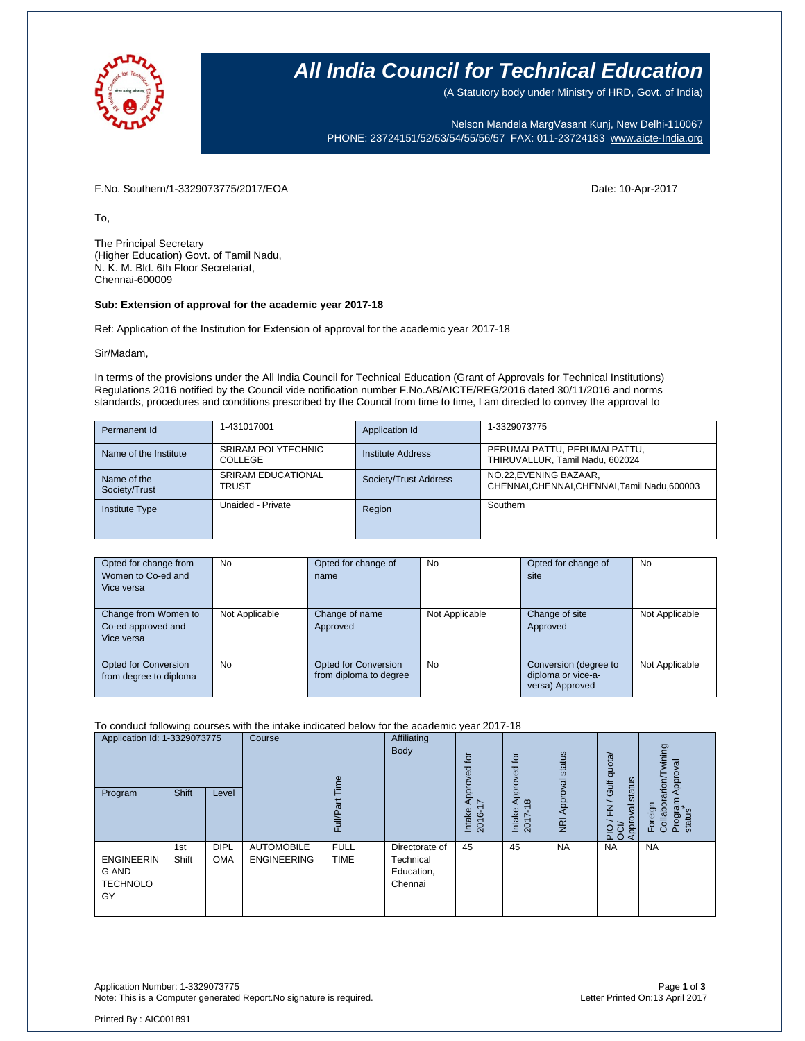# All India Council for Technical Education

(A Statutory body under Ministry of HRD, Govt. of India)

Nelson Mandela MargVasant Kunj, New Delhi-110067
PHONE: 23724151/52/53/54/55/56/57 FAX: 011-23724183 www.aicte-India.org

F.No. Southern/1-3329073775/2017/EOA

Date: 10-Apr-2017

To,

The Principal Secretary
(Higher Education) Govt. of Tamil Nadu,
N. K. M. Bld. 6th Floor Secretariat,
Chennai-600009

**Sub: Extension of approval for the academic year 2017-18**

Ref: Application of the Institution for Extension of approval for the academic year 2017-18

Sir/Madam,

In terms of the provisions under the All India Council for Technical Education (Grant of Approvals for Technical Institutions) Regulations 2016 notified by the Council vide notification number F.No.AB/AICTE/REG/2016 dated 30/11/2016 and norms standards, procedures and conditions prescribed by the Council from time to time, I am directed to convey the approval to

| Permanent Id | 1-431017001 | Application Id | 1-3329073775 |
|---|---|---|---|
| Name of the Institute | SRIRAM POLYTECHNIC COLLEGE | Institute Address | PERUMALPATTU, PERUMALPATTU, THIRUVALLUR, Tamil Nadu, 602024 |
| Name of the Society/Trust | SRIRAM EDUCATIONAL TRUST | Society/Trust Address | NO.22,EVENING BAZAAR, CHENNAI,CHENNAI,CHENNAI,Tamil Nadu,600003 |
| Institute Type | Unaided - Private | Region | Southern |

| Opted for change from Women to Co-ed and Vice versa | No | Opted for change of name | No | Opted for change of site | No |
|---|---|---|---|---|---|
| Change from Women to Co-ed approved and Vice versa | Not Applicable | Change of name Approved | Not Applicable | Change of site Approved | Not Applicable |
| Opted for Conversion from degree to diploma | No | Opted for Conversion from diploma to degree | No | Conversion (degree to diploma or vice-a-versa) Approved | Not Applicable |

To conduct following courses with the intake indicated below for the academic year 2017-18

| Application Id: 1-3329073775 | | | Course | Full/Part Time | Affiliating Body | Intake Approved for 2016-17 | Intake Approved for 2017-18 | NRI Approval status | PIO / FN / Gulf quota/ OCI/ Approval status | Foreign Collaboration/Twining Program Approval status* |
|---|---|---|---|---|---|---|---|---|---|---|
| Program | Shift | Level | | | | | | | | |
| ENGINEERING AND TECHNOLOGY | 1st Shift | DIPLOMA | AUTOMOBILE ENGINEERING | FULL TIME | Directorate of Technical Education, Chennai | 45 | 45 | NA | NA | NA |

Application Number: 1-3329073775
Note: This is a Computer generated Report.No signature is required.

Letter Printed On:13 April 2017

Printed By : AIC001891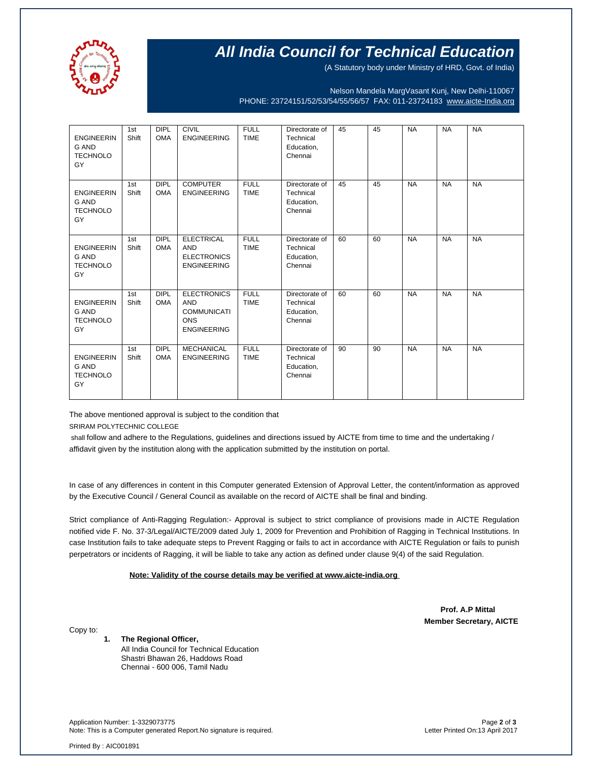| ENGINEERING AND TECHNOLOGY | 1st Shift | DIPLOMA | CIVIL ENGINEERING | FULL TIME | Directorate of Technical Education, Chennai | 45 | 45 | NA | NA | NA |
|---|---|---|---|---|---|---|---|---|---|---|
| ENGINEERING AND TECHNOLOGY | 1st Shift | DIPLOMA | COMPUTER ENGINEERING | FULL TIME | Directorate of Technical Education, Chennai | 45 | 45 | NA | NA | NA |
| ENGINEERING AND TECHNOLOGY | 1st Shift | DIPLOMA | ELECTRICAL AND ELECTRONICS ENGINEERING | FULL TIME | Directorate of Technical Education, Chennai | 60 | 60 | NA | NA | NA |
| ENGINEERING AND TECHNOLOGY | 1st Shift | DIPLOMA | ELECTRONICS AND COMMUNICATIONS ENGINEERING | FULL TIME | Directorate of Technical Education, Chennai | 60 | 60 | NA | NA | NA |
| ENGINEERING AND TECHNOLOGY | 1st Shift | DIPLOMA | MECHANICAL ENGINEERING | FULL TIME | Directorate of Technical Education, Chennai | 90 | 90 | NA | NA | NA |

The above mentioned approval is subject to the condition that

SRIRAM POLYTECHNIC COLLEGE

shall follow and adhere to the Regulations, guidelines and directions issued by AICTE from time to time and the undertaking / affidavit given by the institution along with the application submitted by the institution on portal.

In case of any differences in content in this Computer generated Extension of Approval Letter, the content/information as approved by the Executive Council / General Council as available on the record of AICTE shall be final and binding.

Strict compliance of Anti-Ragging Regulation:- Approval is subject to strict compliance of provisions made in AICTE Regulation notified vide F. No. 37-3/Legal/AICTE/2009 dated July 1, 2009 for Prevention and Prohibition of Ragging in Technical Institutions. In case Institution fails to take adequate steps to Prevent Ragging or fails to act in accordance with AICTE Regulation or fails to punish perpetrators or incidents of Ragging, it will be liable to take any action as defined under clause 9(4) of the said Regulation.

**Note: Validity of the course details may be verified at www.aicte-india.org**

**Prof. A.P Mittal**
**Member Secretary, AICTE**

Copy to:

1. **The Regional Officer,**
   All India Council for Technical Education
   Shastri Bhawan 26, Haddows Road
   Chennai - 600 006, Tamil Nadu

Application Number: 1-3329073775
Note: This is a Computer generated Report.No signature is required.

Letter Printed On:13 April 2017

Printed By : AIC001891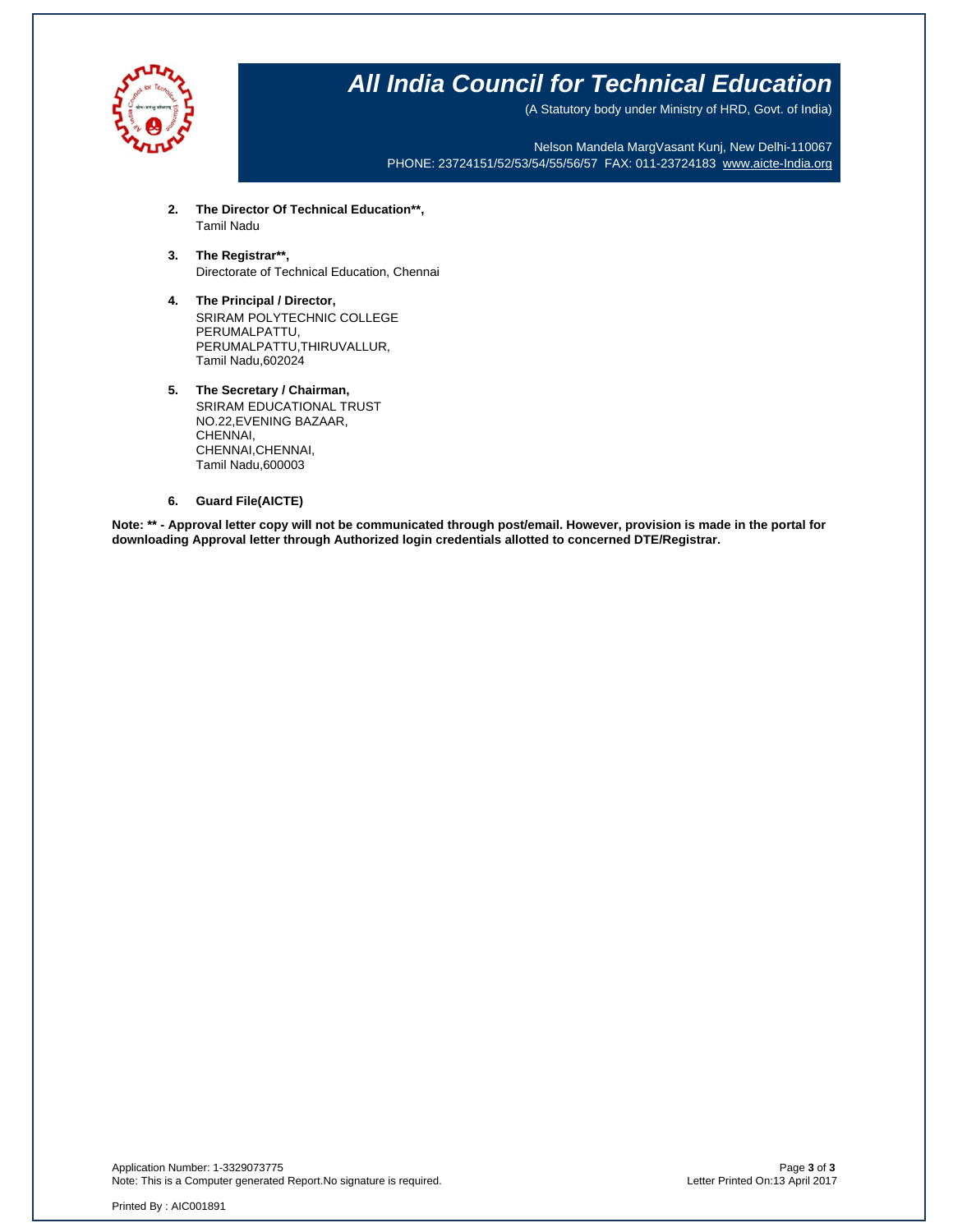2. **The Director Of Technical Education\*\*,**
   Tamil Nadu

3. **The Registrar\*\*,**
   Directorate of Technical Education, Chennai

4. **The Principal / Director,**
   SRIRAM POLYTECHNIC COLLEGE
   PERUMALPATTU,
   PERUMALPATTU,THIRUVALLUR,
   Tamil Nadu,602024

5. **The Secretary / Chairman,**
   SRIRAM EDUCATIONAL TRUST
   NO.22,EVENING BAZAAR,
   CHENNAI,
   CHENNAI,CHENNAI,
   Tamil Nadu,600003

6. **Guard File(AICTE)**

**Note: \*\* - Approval letter copy will not be communicated through post/email. However, provision is made in the portal for downloading Approval letter through Authorized login credentials allotted to concerned DTE/Registrar.**

Application Number: 1-3329073775
Note: This is a Computer generated Report.No signature is required.

Letter Printed On:13 April 2017

Printed By : AIC001891